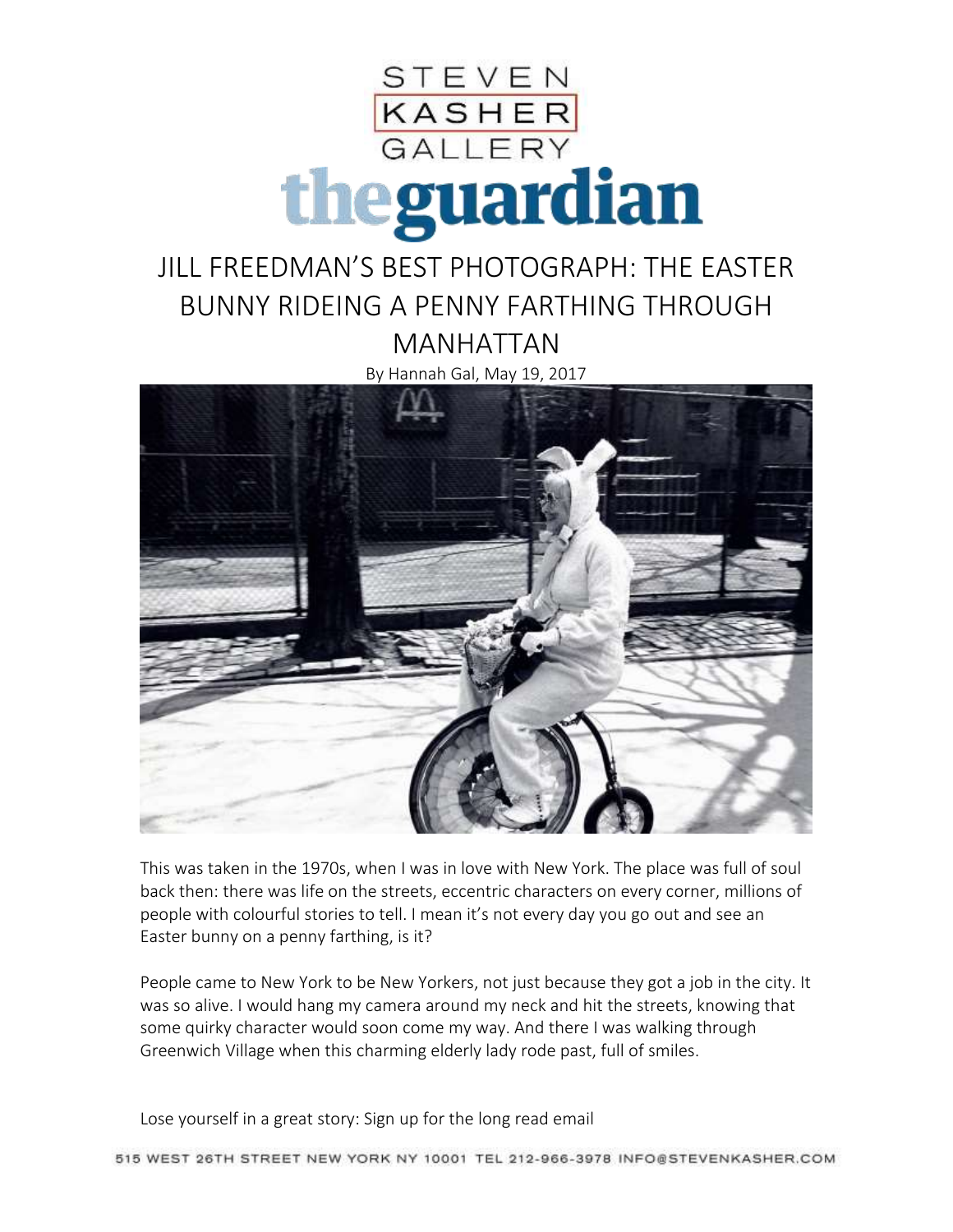STEVEN KASHER GALLERY

theguardian

# JILL FREEDMAN'S BEST PHOTOGRAPH: THE EASTER BUNNY RIDEING A PENNY FARTHING THROUGH MANHATTAN

By Hannah Gal, May 19, 2017

This was taken in the 1970s, when I was in love with New York. The place was full of soul back then: there was life on the streets, eccentric characters on every corner, millions of people with colourful stories to tell. I mean it's not every day you go out and see an Easter bunny on a penny farthing, is it?

People came to New York to be New Yorkers, not just because they got a job in the city. It was so alive. I would hang my camera around my neck and hit the streets, knowing that some quirky character would soon come my way. And there I was walking through Greenwich Village when this charming elderly lady rode past, full of smiles.

Lose yourself in a great story: Sign up for the long read email

515 WEST 26TH STREET NEW YORK NY 10001 TEL 212-966-3978 INFO@STEVENKASHER.COM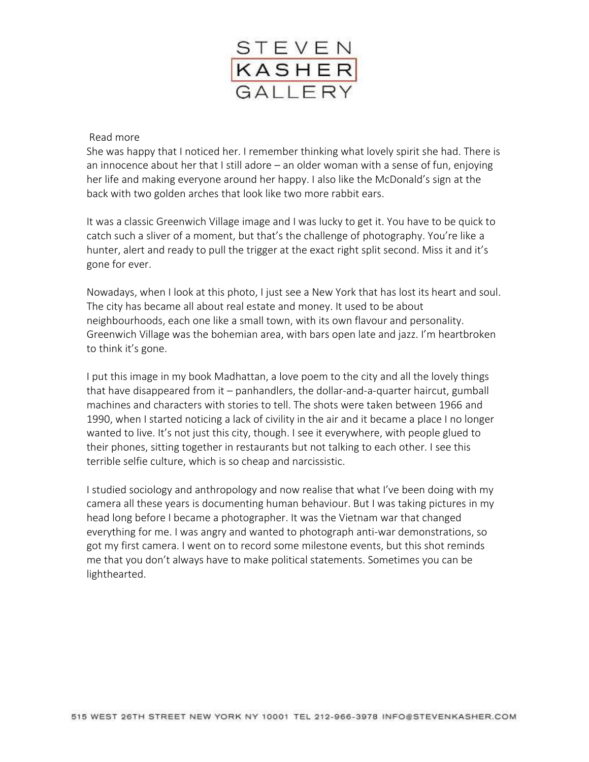Read more

She was happy that I noticed her. I remember thinking what lovely spirit she had. There is an innocence about her that I still adore – an older woman with a sense of fun, enjoying her life and making everyone around her happy. I also like the McDonald's sign at the back with two golden arches that look like two more rabbit ears.

It was a classic Greenwich Village image and I was lucky to get it. You have to be quick to catch such a sliver of a moment, but that's the challenge of photography. You're like a hunter, alert and ready to pull the trigger at the exact right split second. Miss it and it's gone for ever.

Nowadays, when I look at this photo, I just see a New York that has lost its heart and soul. The city has became all about real estate and money. It used to be about neighbourhoods, each one like a small town, with its own flavour and personality. Greenwich Village was the bohemian area, with bars open late and jazz. I'm heartbroken to think it's gone.

I put this image in my book Madhattan, a love poem to the city and all the lovely things that have disappeared from it – panhandlers, the dollar-and-a-quarter haircut, gumball machines and characters with stories to tell. The shots were taken between 1966 and 1990, when I started noticing a lack of civility in the air and it became a place I no longer wanted to live. It's not just this city, though. I see it everywhere, with people glued to their phones, sitting together in restaurants but not talking to each other. I see this terrible selfie culture, which is so cheap and narcissistic.

I studied sociology and anthropology and now realise that what I've been doing with my camera all these years is documenting human behaviour. But I was taking pictures in my head long before I became a photographer. It was the Vietnam war that changed everything for me. I was angry and wanted to photograph anti-war demonstrations, so got my first camera. I went on to record some milestone events, but this shot reminds me that you don't always have to make political statements. Sometimes you can be lighthearted.